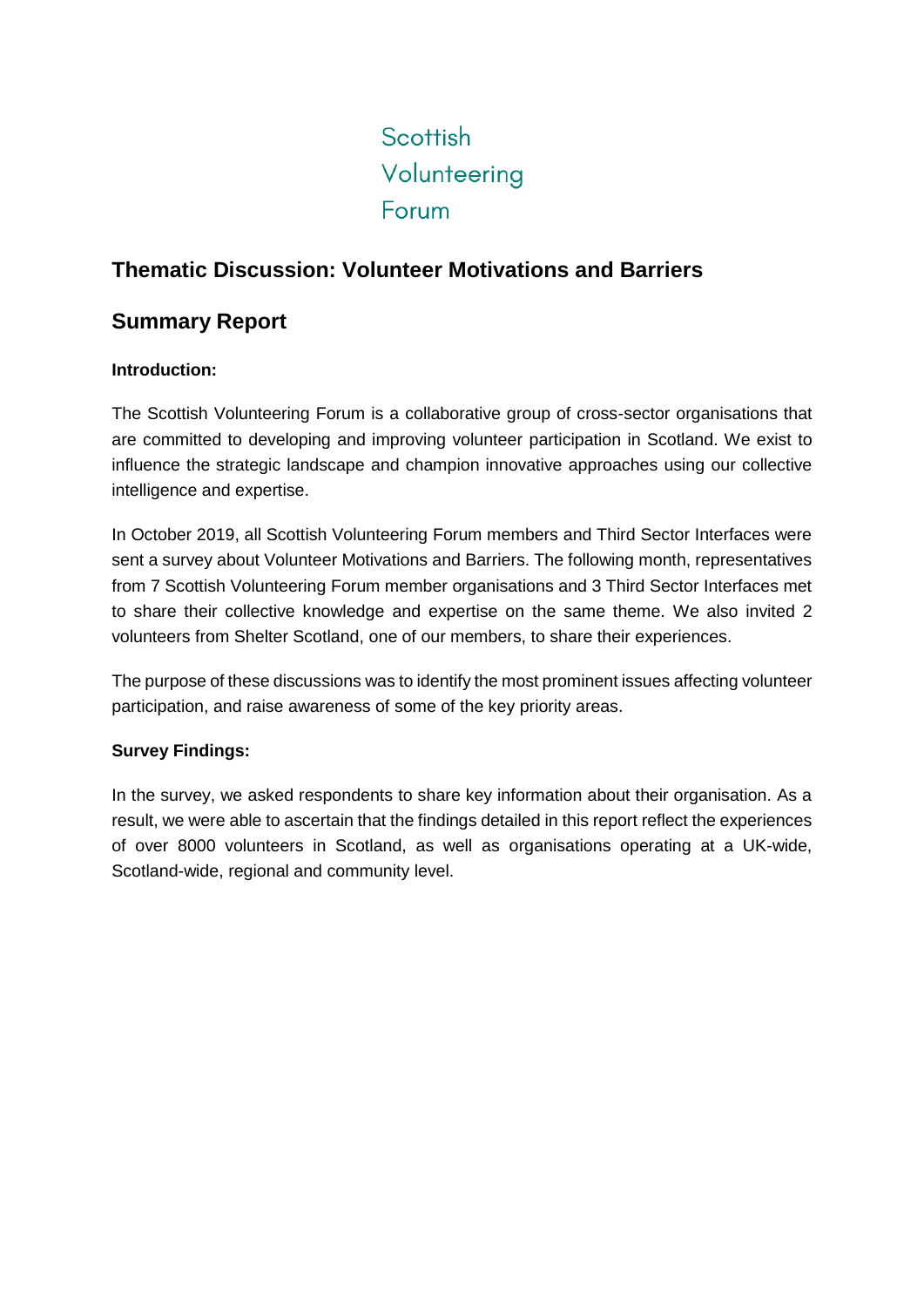Scottish
Volunteering
Forum

## Thematic Discussion: Volunteer Motivations and Barriers

## Summary Report

**Introduction:**

The Scottish Volunteering Forum is a collaborative group of cross-sector organisations that are committed to developing and improving volunteer participation in Scotland. We exist to influence the strategic landscape and champion innovative approaches using our collective intelligence and expertise.

In October 2019, all Scottish Volunteering Forum members and Third Sector Interfaces were sent a survey about Volunteer Motivations and Barriers. The following month, representatives from 7 Scottish Volunteering Forum member organisations and 3 Third Sector Interfaces met to share their collective knowledge and expertise on the same theme. We also invited 2 volunteers from Shelter Scotland, one of our members, to share their experiences.

The purpose of these discussions was to identify the most prominent issues affecting volunteer participation, and raise awareness of some of the key priority areas.

**Survey Findings:**

In the survey, we asked respondents to share key information about their organisation. As a result, we were able to ascertain that the findings detailed in this report reflect the experiences of over 8000 volunteers in Scotland, as well as organisations operating at a UK-wide, Scotland-wide, regional and community level.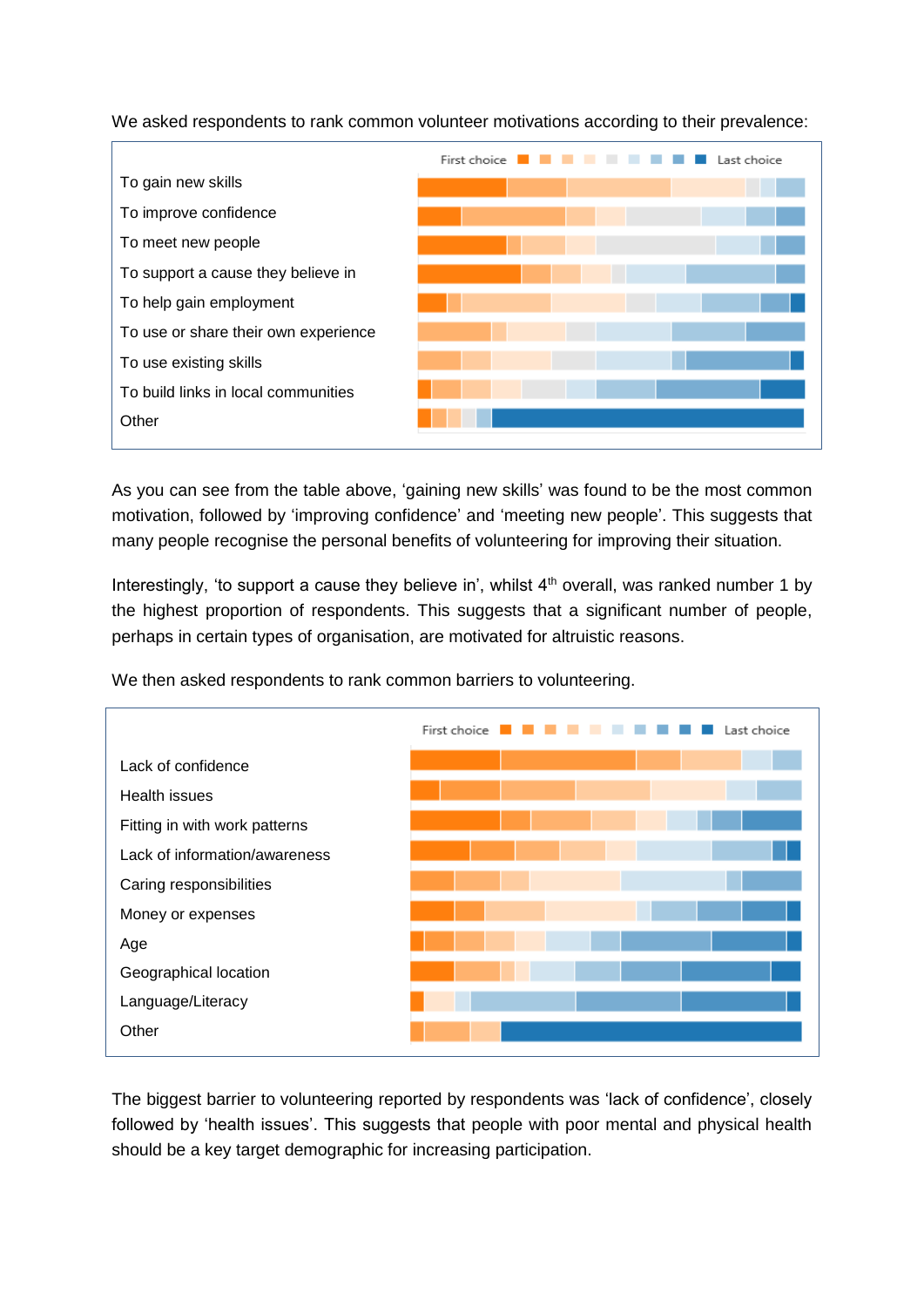We asked respondents to rank common volunteer motivations according to their prevalence:

First choice → Last choice

- To gain new skills
- To improve confidence
- To meet new people
- To support a cause they believe in
- To help gain employment
- To use or share their own experience
- To use existing skills
- To build links in local communities
- Other

As you can see from the table above, 'gaining new skills' was found to be the most common motivation, followed by 'improving confidence' and 'meeting new people'. This suggests that many people recognise the personal benefits of volunteering for improving their situation.

Interestingly, 'to support a cause they believe in', whilst 4th overall, was ranked number 1 by the highest proportion of respondents. This suggests that a significant number of people, perhaps in certain types of organisation, are motivated for altruistic reasons.

We then asked respondents to rank common barriers to volunteering.

First choice → Last choice

- Lack of confidence
- Health issues
- Fitting in with work patterns
- Lack of information/awareness
- Caring responsibilities
- Money or expenses
- Age
- Geographical location
- Language/Literacy
- Other

The biggest barrier to volunteering reported by respondents was 'lack of confidence', closely followed by 'health issues'. This suggests that people with poor mental and physical health should be a key target demographic for increasing participation.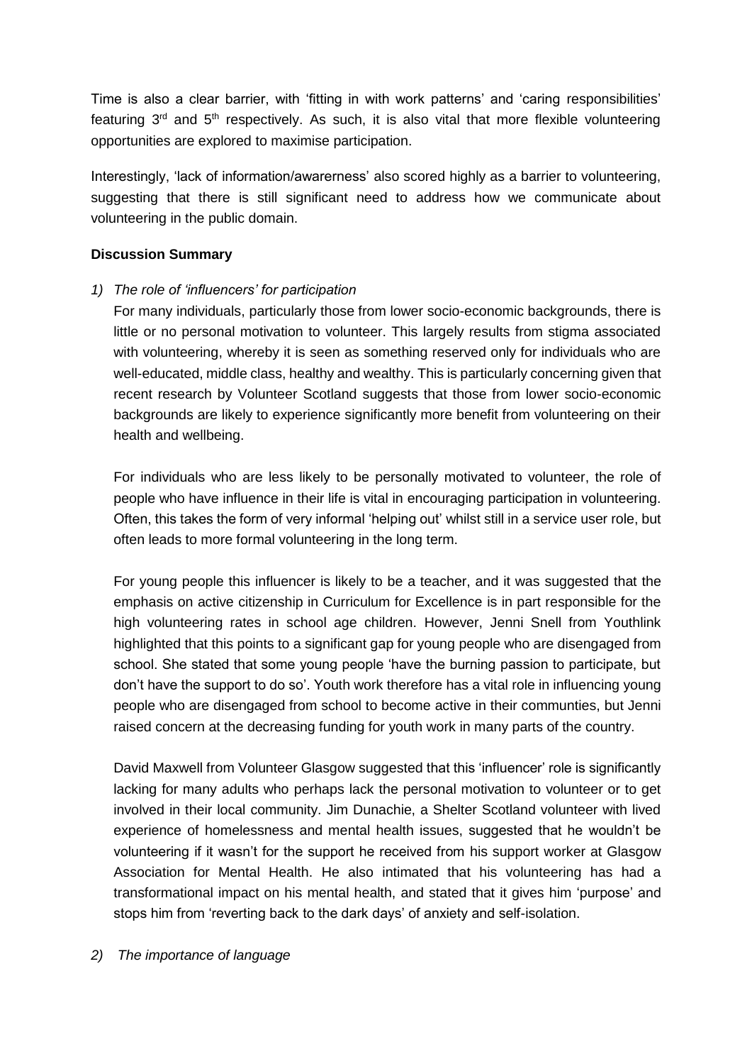Time is also a clear barrier, with 'fitting in with work patterns' and 'caring responsibilities' featuring 3rd and 5th respectively. As such, it is also vital that more flexible volunteering opportunities are explored to maximise participation.

Interestingly, 'lack of information/awarerness' also scored highly as a barrier to volunteering, suggesting that there is still significant need to address how we communicate about volunteering in the public domain.

**Discussion Summary**

1) *The role of 'influencers' for participation*

   For many individuals, particularly those from lower socio-economic backgrounds, there is little or no personal motivation to volunteer. This largely results from stigma associated with volunteering, whereby it is seen as something reserved only for individuals who are well-educated, middle class, healthy and wealthy. This is particularly concerning given that recent research by Volunteer Scotland suggests that those from lower socio-economic backgrounds are likely to experience significantly more benefit from volunteering on their health and wellbeing.

   For individuals who are less likely to be personally motivated to volunteer, the role of people who have influence in their life is vital in encouraging participation in volunteering. Often, this takes the form of very informal 'helping out' whilst still in a service user role, but often leads to more formal volunteering in the long term.

   For young people this influencer is likely to be a teacher, and it was suggested that the emphasis on active citizenship in Curriculum for Excellence is in part responsible for the high volunteering rates in school age children. However, Jenni Snell from Youthlink highlighted that this points to a significant gap for young people who are disengaged from school. She stated that some young people 'have the burning passion to participate, but don't have the support to do so'. Youth work therefore has a vital role in influencing young people who are disengaged from school to become active in their communties, but Jenni raised concern at the decreasing funding for youth work in many parts of the country.

   David Maxwell from Volunteer Glasgow suggested that this 'influencer' role is significantly lacking for many adults who perhaps lack the personal motivation to volunteer or to get involved in their local community. Jim Dunachie, a Shelter Scotland volunteer with lived experience of homelessness and mental health issues, suggested that he wouldn't be volunteering if it wasn't for the support he received from his support worker at Glasgow Association for Mental Health. He also intimated that his volunteering has had a transformational impact on his mental health, and stated that it gives him 'purpose' and stops him from 'reverting back to the dark days' of anxiety and self-isolation.

2) *The importance of language*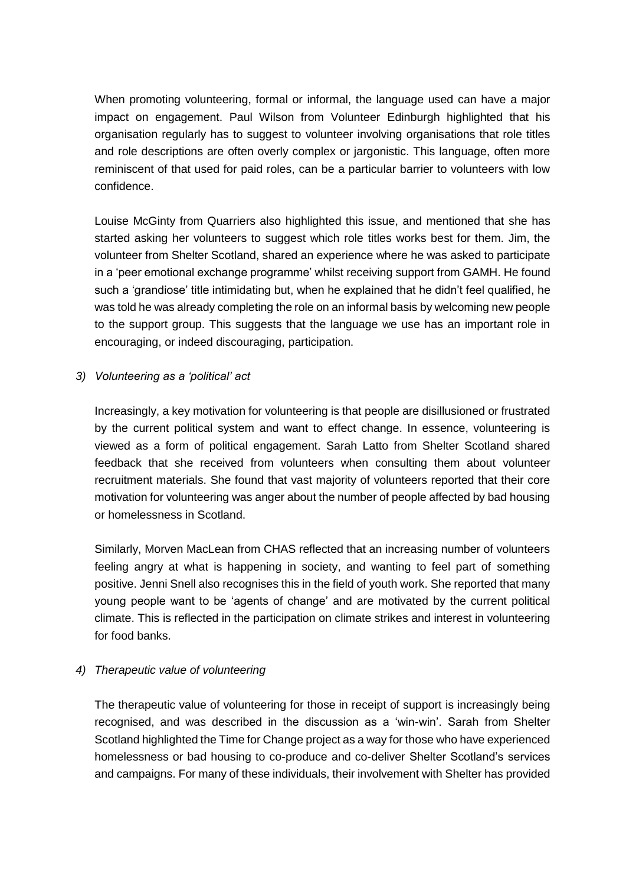When promoting volunteering, formal or informal, the language used can have a major impact on engagement. Paul Wilson from Volunteer Edinburgh highlighted that his organisation regularly has to suggest to volunteer involving organisations that role titles and role descriptions are often overly complex or jargonistic. This language, often more reminiscent of that used for paid roles, can be a particular barrier to volunteers with low confidence.

Louise McGinty from Quarriers also highlighted this issue, and mentioned that she has started asking her volunteers to suggest which role titles works best for them. Jim, the volunteer from Shelter Scotland, shared an experience where he was asked to participate in a 'peer emotional exchange programme' whilst receiving support from GAMH. He found such a 'grandiose' title intimidating but, when he explained that he didn't feel qualified, he was told he was already completing the role on an informal basis by welcoming new people to the support group. This suggests that the language we use has an important role in encouraging, or indeed discouraging, participation.

*3) Volunteering as a 'political' act*

Increasingly, a key motivation for volunteering is that people are disillusioned or frustrated by the current political system and want to effect change. In essence, volunteering is viewed as a form of political engagement. Sarah Latto from Shelter Scotland shared feedback that she received from volunteers when consulting them about volunteer recruitment materials. She found that vast majority of volunteers reported that their core motivation for volunteering was anger about the number of people affected by bad housing or homelessness in Scotland.

Similarly, Morven MacLean from CHAS reflected that an increasing number of volunteers feeling angry at what is happening in society, and wanting to feel part of something positive. Jenni Snell also recognises this in the field of youth work. She reported that many young people want to be 'agents of change' and are motivated by the current political climate. This is reflected in the participation on climate strikes and interest in volunteering for food banks.

*4) Therapeutic value of volunteering*

The therapeutic value of volunteering for those in receipt of support is increasingly being recognised, and was described in the discussion as a 'win-win'. Sarah from Shelter Scotland highlighted the Time for Change project as a way for those who have experienced homelessness or bad housing to co-produce and co-deliver Shelter Scotland's services and campaigns. For many of these individuals, their involvement with Shelter has provided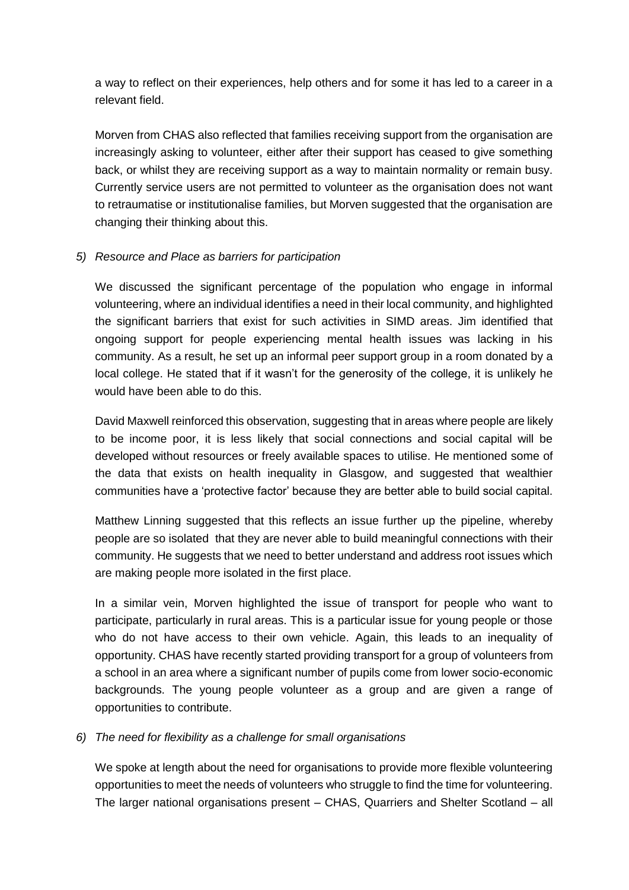a way to reflect on their experiences, help others and for some it has led to a career in a relevant field.

Morven from CHAS also reflected that families receiving support from the organisation are increasingly asking to volunteer, either after their support has ceased to give something back, or whilst they are receiving support as a way to maintain normality or remain busy. Currently service users are not permitted to volunteer as the organisation does not want to retraumatise or institutionalise families, but Morven suggested that the organisation are changing their thinking about this.

*5) Resource and Place as barriers for participation*

We discussed the significant percentage of the population who engage in informal volunteering, where an individual identifies a need in their local community, and highlighted the significant barriers that exist for such activities in SIMD areas. Jim identified that ongoing support for people experiencing mental health issues was lacking in his community. As a result, he set up an informal peer support group in a room donated by a local college. He stated that if it wasn't for the generosity of the college, it is unlikely he would have been able to do this.

David Maxwell reinforced this observation, suggesting that in areas where people are likely to be income poor, it is less likely that social connections and social capital will be developed without resources or freely available spaces to utilise. He mentioned some of the data that exists on health inequality in Glasgow, and suggested that wealthier communities have a 'protective factor' because they are better able to build social capital.

Matthew Linning suggested that this reflects an issue further up the pipeline, whereby people are so isolated that they are never able to build meaningful connections with their community. He suggests that we need to better understand and address root issues which are making people more isolated in the first place.

In a similar vein, Morven highlighted the issue of transport for people who want to participate, particularly in rural areas. This is a particular issue for young people or those who do not have access to their own vehicle. Again, this leads to an inequality of opportunity. CHAS have recently started providing transport for a group of volunteers from a school in an area where a significant number of pupils come from lower socio-economic backgrounds. The young people volunteer as a group and are given a range of opportunities to contribute.

*6) The need for flexibility as a challenge for small organisations*

We spoke at length about the need for organisations to provide more flexible volunteering opportunities to meet the needs of volunteers who struggle to find the time for volunteering. The larger national organisations present – CHAS, Quarriers and Shelter Scotland – all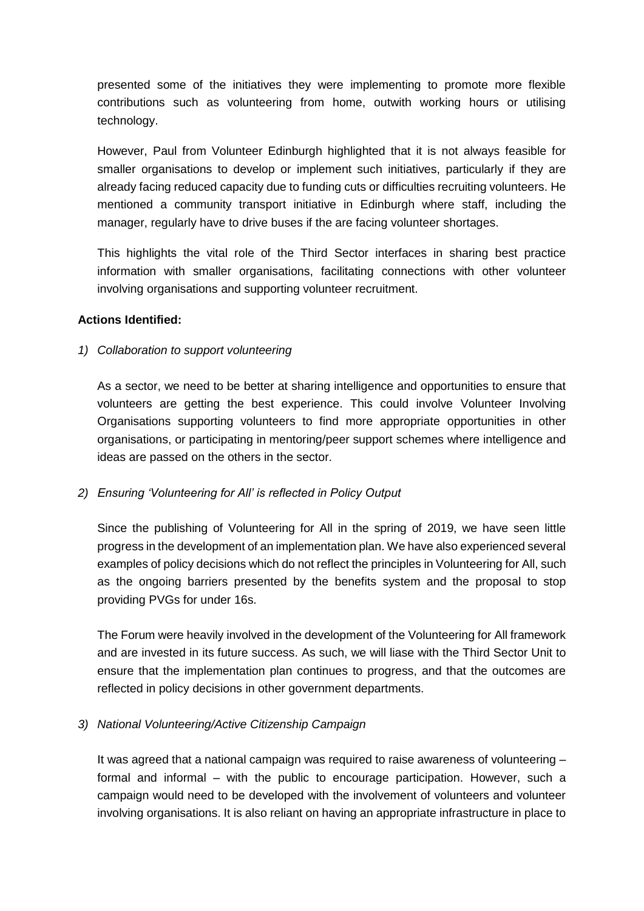presented some of the initiatives they were implementing to promote more flexible contributions such as volunteering from home, outwith working hours or utilising technology.

However, Paul from Volunteer Edinburgh highlighted that it is not always feasible for smaller organisations to develop or implement such initiatives, particularly if they are already facing reduced capacity due to funding cuts or difficulties recruiting volunteers. He mentioned a community transport initiative in Edinburgh where staff, including the manager, regularly have to drive buses if the are facing volunteer shortages.

This highlights the vital role of the Third Sector interfaces in sharing best practice information with smaller organisations, facilitating connections with other volunteer involving organisations and supporting volunteer recruitment.

**Actions Identified:**

1) *Collaboration to support volunteering*

As a sector, we need to be better at sharing intelligence and opportunities to ensure that volunteers are getting the best experience. This could involve Volunteer Involving Organisations supporting volunteers to find more appropriate opportunities in other organisations, or participating in mentoring/peer support schemes where intelligence and ideas are passed on the others in the sector.

2) *Ensuring 'Volunteering for All' is reflected in Policy Output*

Since the publishing of Volunteering for All in the spring of 2019, we have seen little progress in the development of an implementation plan. We have also experienced several examples of policy decisions which do not reflect the principles in Volunteering for All, such as the ongoing barriers presented by the benefits system and the proposal to stop providing PVGs for under 16s.

The Forum were heavily involved in the development of the Volunteering for All framework and are invested in its future success. As such, we will liase with the Third Sector Unit to ensure that the implementation plan continues to progress, and that the outcomes are reflected in policy decisions in other government departments.

3) *National Volunteering/Active Citizenship Campaign*

It was agreed that a national campaign was required to raise awareness of volunteering – formal and informal – with the public to encourage participation. However, such a campaign would need to be developed with the involvement of volunteers and volunteer involving organisations. It is also reliant on having an appropriate infrastructure in place to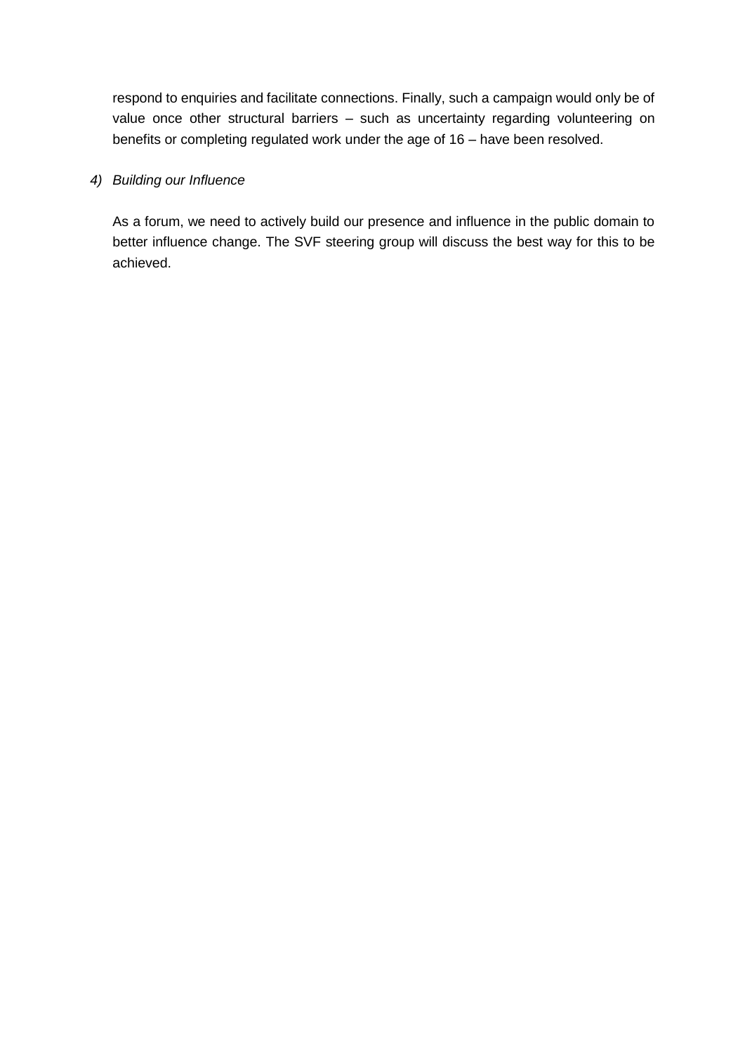respond to enquiries and facilitate connections. Finally, such a campaign would only be of value once other structural barriers – such as uncertainty regarding volunteering on benefits or completing regulated work under the age of 16 – have been resolved.

4) *Building our Influence*

As a forum, we need to actively build our presence and influence in the public domain to better influence change. The SVF steering group will discuss the best way for this to be achieved.